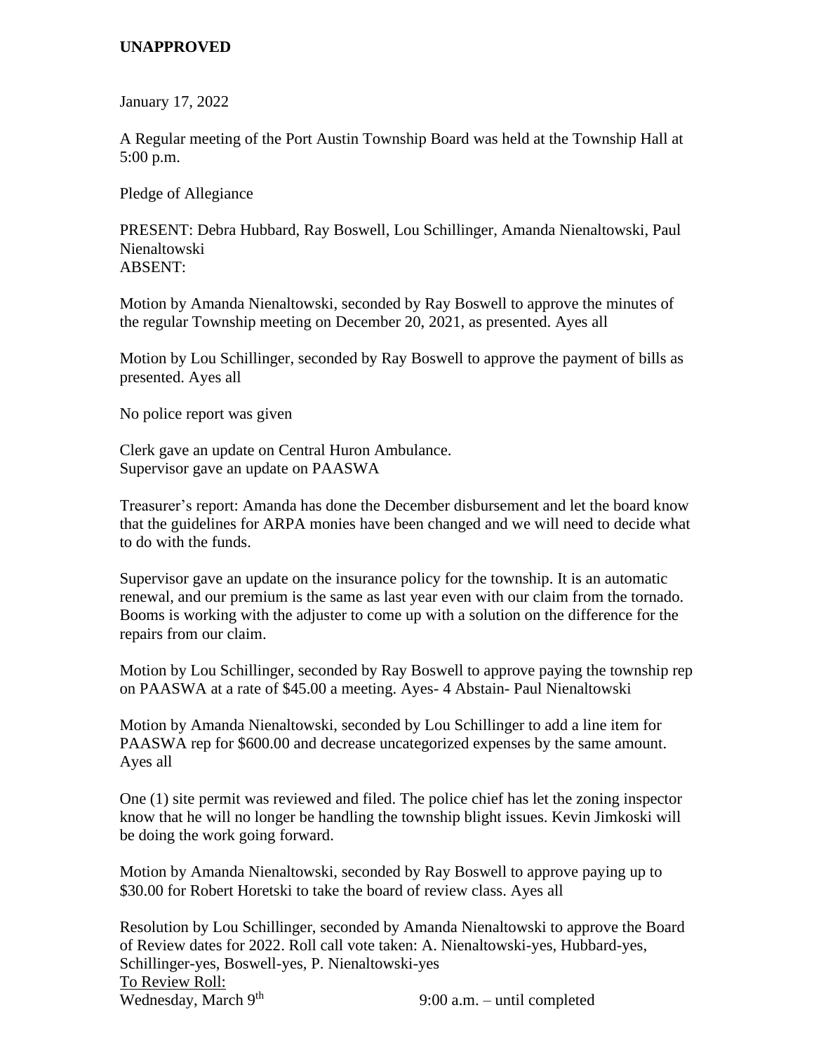**UNAPPROVED**

January 17, 2022

A Regular meeting of the Port Austin Township Board was held at the Township Hall at 5:00 p.m.

Pledge of Allegiance

PRESENT: Debra Hubbard, Ray Boswell, Lou Schillinger, Amanda Nienaltowski, Paul Nienaltowski
ABSENT:

Motion by Amanda Nienaltowski, seconded by Ray Boswell to approve the minutes of the regular Township meeting on December 20, 2021, as presented. Ayes all

Motion by Lou Schillinger, seconded by Ray Boswell to approve the payment of bills as presented. Ayes all

No police report was given

Clerk gave an update on Central Huron Ambulance.
Supervisor gave an update on PAASWA

Treasurer's report: Amanda has done the December disbursement and let the board know that the guidelines for ARPA monies have been changed and we will need to decide what to do with the funds.

Supervisor gave an update on the insurance policy for the township. It is an automatic renewal, and our premium is the same as last year even with our claim from the tornado. Booms is working with the adjuster to come up with a solution on the difference for the repairs from our claim.

Motion by Lou Schillinger, seconded by Ray Boswell to approve paying the township rep on PAASWA at a rate of $45.00 a meeting. Ayes- 4 Abstain- Paul Nienaltowski

Motion by Amanda Nienaltowski, seconded by Lou Schillinger to add a line item for PAASWA rep for $600.00 and decrease uncategorized expenses by the same amount. Ayes all

One (1) site permit was reviewed and filed. The police chief has let the zoning inspector know that he will no longer be handling the township blight issues. Kevin Jimkoski will be doing the work going forward.

Motion by Amanda Nienaltowski, seconded by Ray Boswell to approve paying up to $30.00 for Robert Horetski to take the board of review class. Ayes all

Resolution by Lou Schillinger, seconded by Amanda Nienaltowski to approve the Board of Review dates for 2022. Roll call vote taken: A. Nienaltowski-yes, Hubbard-yes, Schillinger-yes, Boswell-yes, P. Nienaltowski-yes

To Review Roll:
Wednesday, March 9th 9:00 a.m. – until completed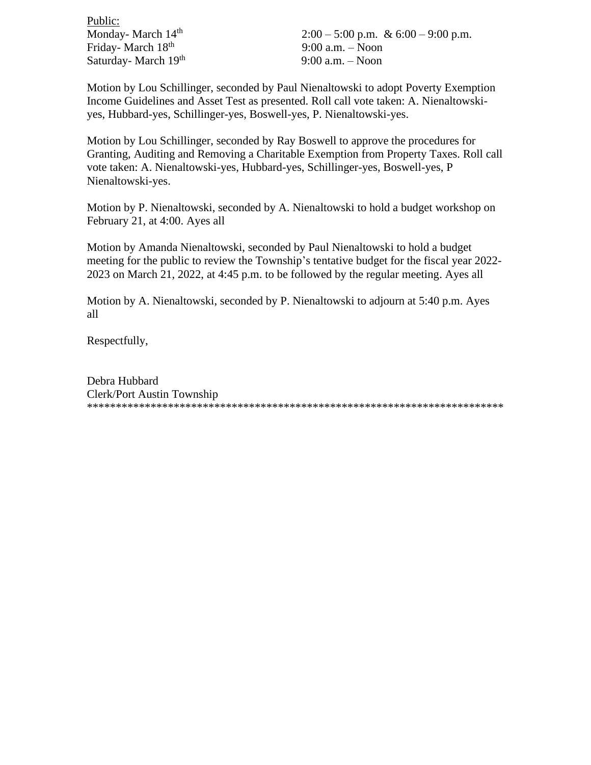<u>Public:</u>

| | |
|---|---|
| Monday- March 14th | 2:00 – 5:00 p.m. & 6:00 – 9:00 p.m. |
| Friday- March 18th | 9:00 a.m. – Noon |
| Saturday- March 19th | 9:00 a.m. – Noon |

Motion by Lou Schillinger, seconded by Paul Nienaltowski to adopt Poverty Exemption Income Guidelines and Asset Test as presented. Roll call vote taken: A. Nienaltowski-yes, Hubbard-yes, Schillinger-yes, Boswell-yes, P. Nienaltowski-yes.

Motion by Lou Schillinger, seconded by Ray Boswell to approve the procedures for Granting, Auditing and Removing a Charitable Exemption from Property Taxes. Roll call vote taken: A. Nienaltowski-yes, Hubbard-yes, Schillinger-yes, Boswell-yes, P Nienaltowski-yes.

Motion by P. Nienaltowski, seconded by A. Nienaltowski to hold a budget workshop on February 21, at 4:00. Ayes all

Motion by Amanda Nienaltowski, seconded by Paul Nienaltowski to hold a budget meeting for the public to review the Township's tentative budget for the fiscal year 2022-2023 on March 21, 2022, at 4:45 p.m. to be followed by the regular meeting. Ayes all

Motion by A. Nienaltowski, seconded by P. Nienaltowski to adjourn at 5:40 p.m. Ayes all

Respectfully,

Debra Hubbard
Clerk/Port Austin Township
**************************************************************************